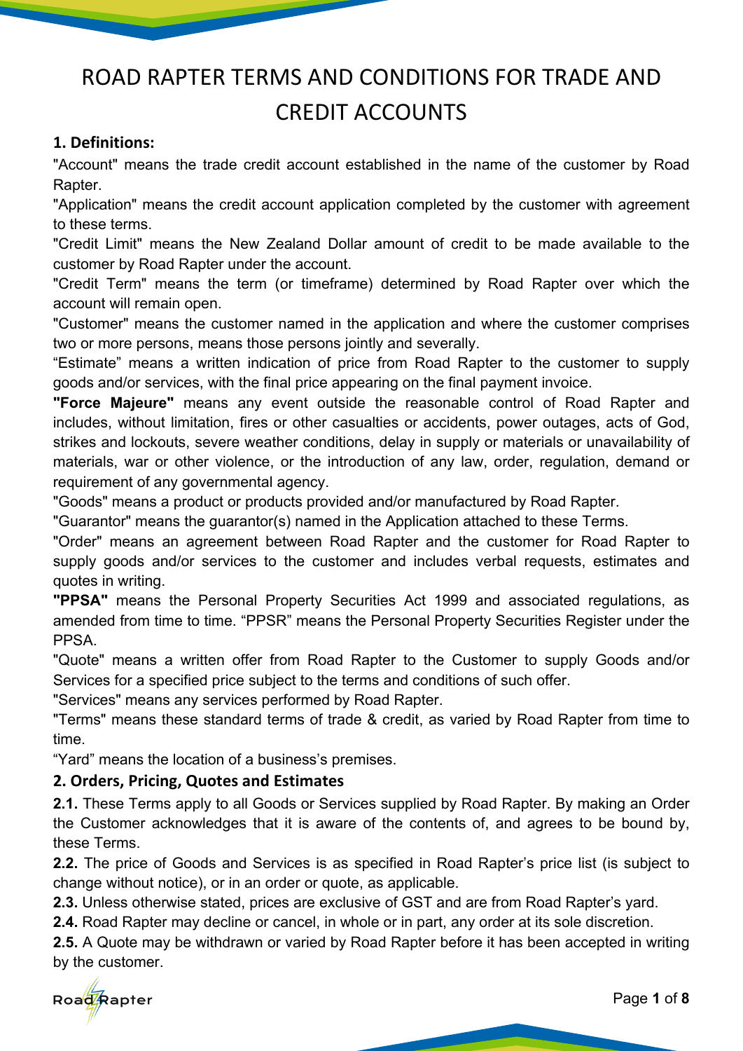# ROAD RAPTER TERMS AND CONDITIONS FOR TRADE AND CREDIT ACCOUNTS

## 1. Definitions:

"Account" means the trade credit account established in the name of the customer by Road Rapter.

"Application" means the credit account application completed by the customer with agreement to these terms.

"Credit Limit" means the New Zealand Dollar amount of credit to be made available to the customer by Road Rapter under the account.

"Credit Term" means the term (or timeframe) determined by Road Rapter over which the account will remain open.

"Customer" means the customer named in the application and where the customer comprises two or more persons, means those persons jointly and severally.

“Estimate” means a written indication of price from Road Rapter to the customer to supply goods and/or services, with the final price appearing on the final payment invoice.

**"Force Majeure"** means any event outside the reasonable control of Road Rapter and includes, without limitation, fires or other casualties or accidents, power outages, acts of God, strikes and lockouts, severe weather conditions, delay in supply or materials or unavailability of materials, war or other violence, or the introduction of any law, order, regulation, demand or requirement of any governmental agency.

"Goods" means a product or products provided and/or manufactured by Road Rapter.

"Guarantor" means the guarantor(s) named in the Application attached to these Terms.

"Order" means an agreement between Road Rapter and the customer for Road Rapter to supply goods and/or services to the customer and includes verbal requests, estimates and quotes in writing.

**"PPSA"** means the Personal Property Securities Act 1999 and associated regulations, as amended from time to time. “PPSR” means the Personal Property Securities Register under the PPSA.

"Quote" means a written offer from Road Rapter to the Customer to supply Goods and/or Services for a specified price subject to the terms and conditions of such offer.

"Services" means any services performed by Road Rapter.

"Terms" means these standard terms of trade & credit, as varied by Road Rapter from time to time.

“Yard” means the location of a business’s premises.

## 2. Orders, Pricing, Quotes and Estimates

**2.1.** These Terms apply to all Goods or Services supplied by Road Rapter. By making an Order the Customer acknowledges that it is aware of the contents of, and agrees to be bound by, these Terms.

**2.2.** The price of Goods and Services is as specified in Road Rapter’s price list (is subject to change without notice), or in an order or quote, as applicable.

**2.3.** Unless otherwise stated, prices are exclusive of GST and are from Road Rapter’s yard.

**2.4.** Road Rapter may decline or cancel, in whole or in part, any order at its sole discretion.

**2.5.** A Quote may be withdrawn or varied by Road Rapter before it has been accepted in writing by the customer.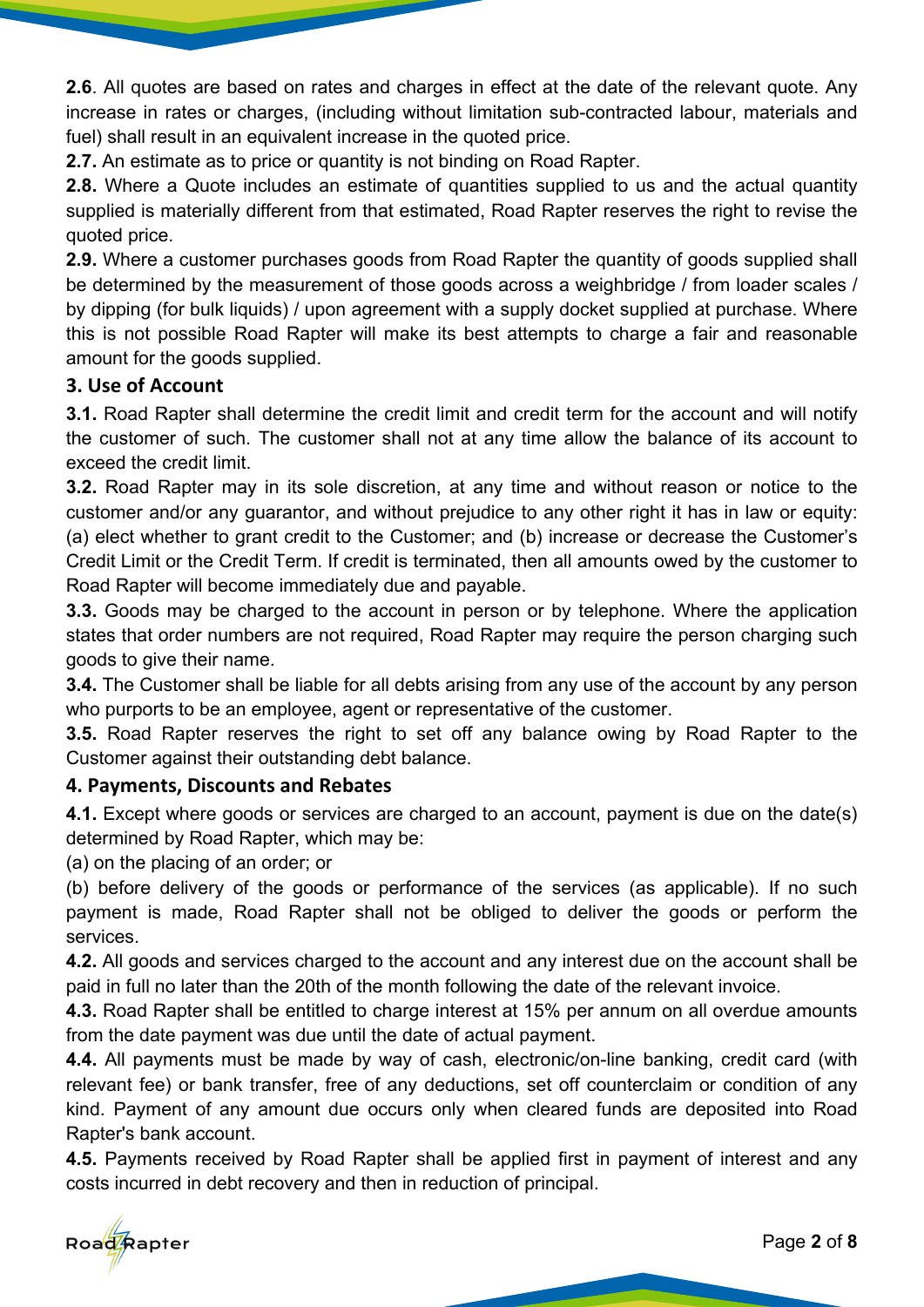**2.6**. All quotes are based on rates and charges in effect at the date of the relevant quote. Any increase in rates or charges, (including without limitation sub-contracted labour, materials and fuel) shall result in an equivalent increase in the quoted price.

**2.7.** An estimate as to price or quantity is not binding on Road Rapter.

**2.8.** Where a Quote includes an estimate of quantities supplied to us and the actual quantity supplied is materially different from that estimated, Road Rapter reserves the right to revise the quoted price.

**2.9.** Where a customer purchases goods from Road Rapter the quantity of goods supplied shall be determined by the measurement of those goods across a weighbridge / from loader scales / by dipping (for bulk liquids) / upon agreement with a supply docket supplied at purchase. Where this is not possible Road Rapter will make its best attempts to charge a fair and reasonable amount for the goods supplied.

## 3. Use of Account

**3.1.** Road Rapter shall determine the credit limit and credit term for the account and will notify the customer of such. The customer shall not at any time allow the balance of its account to exceed the credit limit.

**3.2.** Road Rapter may in its sole discretion, at any time and without reason or notice to the customer and/or any guarantor, and without prejudice to any other right it has in law or equity: (a) elect whether to grant credit to the Customer; and (b) increase or decrease the Customer's Credit Limit or the Credit Term. If credit is terminated, then all amounts owed by the customer to Road Rapter will become immediately due and payable.

**3.3.** Goods may be charged to the account in person or by telephone. Where the application states that order numbers are not required, Road Rapter may require the person charging such goods to give their name.

**3.4.** The Customer shall be liable for all debts arising from any use of the account by any person who purports to be an employee, agent or representative of the customer.

**3.5.** Road Rapter reserves the right to set off any balance owing by Road Rapter to the Customer against their outstanding debt balance.

## 4. Payments, Discounts and Rebates

**4.1.** Except where goods or services are charged to an account, payment is due on the date(s) determined by Road Rapter, which may be:

(a) on the placing of an order; or

(b) before delivery of the goods or performance of the services (as applicable). If no such payment is made, Road Rapter shall not be obliged to deliver the goods or perform the services.

**4.2.** All goods and services charged to the account and any interest due on the account shall be paid in full no later than the 20th of the month following the date of the relevant invoice.

**4.3.** Road Rapter shall be entitled to charge interest at 15% per annum on all overdue amounts from the date payment was due until the date of actual payment.

**4.4.** All payments must be made by way of cash, electronic/on-line banking, credit card (with relevant fee) or bank transfer, free of any deductions, set off counterclaim or condition of any kind. Payment of any amount due occurs only when cleared funds are deposited into Road Rapter's bank account.

**4.5.** Payments received by Road Rapter shall be applied first in payment of interest and any costs incurred in debt recovery and then in reduction of principal.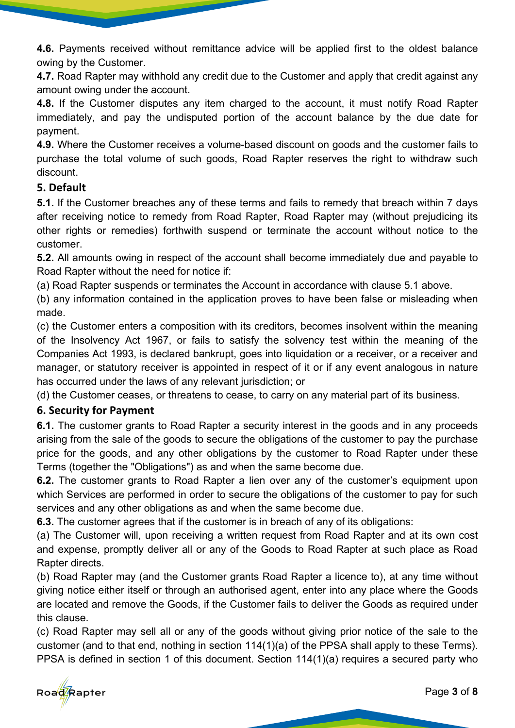**4.6.** Payments received without remittance advice will be applied first to the oldest balance owing by the Customer.

**4.7.** Road Rapter may withhold any credit due to the Customer and apply that credit against any amount owing under the account.

**4.8.** If the Customer disputes any item charged to the account, it must notify Road Rapter immediately, and pay the undisputed portion of the account balance by the due date for payment.

**4.9.** Where the Customer receives a volume-based discount on goods and the customer fails to purchase the total volume of such goods, Road Rapter reserves the right to withdraw such discount.

## 5. Default

**5.1.** If the Customer breaches any of these terms and fails to remedy that breach within 7 days after receiving notice to remedy from Road Rapter, Road Rapter may (without prejudicing its other rights or remedies) forthwith suspend or terminate the account without notice to the customer.

**5.2.** All amounts owing in respect of the account shall become immediately due and payable to Road Rapter without the need for notice if:

(a) Road Rapter suspends or terminates the Account in accordance with clause 5.1 above.

(b) any information contained in the application proves to have been false or misleading when made.

(c) the Customer enters a composition with its creditors, becomes insolvent within the meaning of the Insolvency Act 1967, or fails to satisfy the solvency test within the meaning of the Companies Act 1993, is declared bankrupt, goes into liquidation or a receiver, or a receiver and manager, or statutory receiver is appointed in respect of it or if any event analogous in nature has occurred under the laws of any relevant jurisdiction; or

(d) the Customer ceases, or threatens to cease, to carry on any material part of its business.

## 6. Security for Payment

**6.1.** The customer grants to Road Rapter a security interest in the goods and in any proceeds arising from the sale of the goods to secure the obligations of the customer to pay the purchase price for the goods, and any other obligations by the customer to Road Rapter under these Terms (together the "Obligations") as and when the same become due.

**6.2.** The customer grants to Road Rapter a lien over any of the customer's equipment upon which Services are performed in order to secure the obligations of the customer to pay for such services and any other obligations as and when the same become due.

**6.3.** The customer agrees that if the customer is in breach of any of its obligations:

(a) The Customer will, upon receiving a written request from Road Rapter and at its own cost and expense, promptly deliver all or any of the Goods to Road Rapter at such place as Road Rapter directs.

(b) Road Rapter may (and the Customer grants Road Rapter a licence to), at any time without giving notice either itself or through an authorised agent, enter into any place where the Goods are located and remove the Goods, if the Customer fails to deliver the Goods as required under this clause.

(c) Road Rapter may sell all or any of the goods without giving prior notice of the sale to the customer (and to that end, nothing in section 114(1)(a) of the PPSA shall apply to these Terms). PPSA is defined in section 1 of this document. Section 114(1)(a) requires a secured party who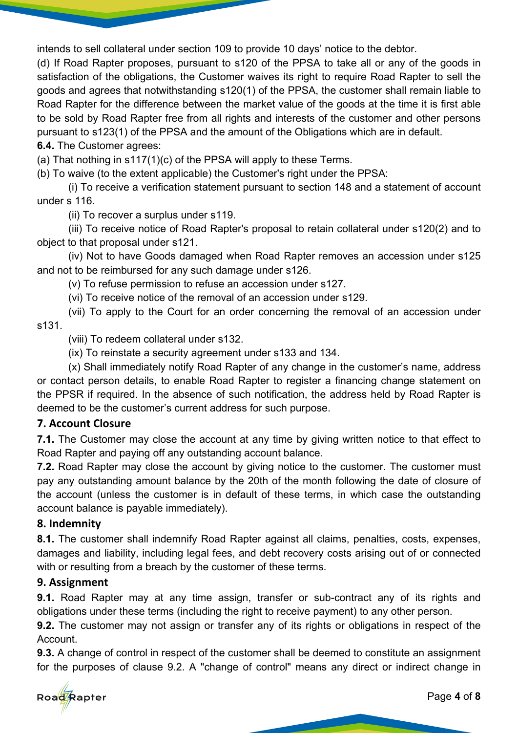intends to sell collateral under section 109 to provide 10 days' notice to the debtor.

(d) If Road Rapter proposes, pursuant to s120 of the PPSA to take all or any of the goods in satisfaction of the obligations, the Customer waives its right to require Road Rapter to sell the goods and agrees that notwithstanding s120(1) of the PPSA, the customer shall remain liable to Road Rapter for the difference between the market value of the goods at the time it is first able to be sold by Road Rapter free from all rights and interests of the customer and other persons pursuant to s123(1) of the PPSA and the amount of the Obligations which are in default.

**6.4.** The Customer agrees:

(a) That nothing in s117(1)(c) of the PPSA will apply to these Terms.

(b) To waive (to the extent applicable) the Customer's right under the PPSA:

(i) To receive a verification statement pursuant to section 148 and a statement of account under s 116.

(ii) To recover a surplus under s119.

(iii) To receive notice of Road Rapter's proposal to retain collateral under s120(2) and to object to that proposal under s121.

(iv) Not to have Goods damaged when Road Rapter removes an accession under s125 and not to be reimbursed for any such damage under s126.

(v) To refuse permission to refuse an accession under s127.

(vi) To receive notice of the removal of an accession under s129.

(vii) To apply to the Court for an order concerning the removal of an accession under s131.

(viii) To redeem collateral under s132.

(ix) To reinstate a security agreement under s133 and 134.

(x) Shall immediately notify Road Rapter of any change in the customer's name, address or contact person details, to enable Road Rapter to register a financing change statement on the PPSR if required. In the absence of such notification, the address held by Road Rapter is deemed to be the customer's current address for such purpose.

## 7. Account Closure

**7.1.** The Customer may close the account at any time by giving written notice to that effect to Road Rapter and paying off any outstanding account balance.

**7.2.** Road Rapter may close the account by giving notice to the customer. The customer must pay any outstanding amount balance by the 20th of the month following the date of closure of the account (unless the customer is in default of these terms, in which case the outstanding account balance is payable immediately).

## 8. Indemnity

**8.1.** The customer shall indemnify Road Rapter against all claims, penalties, costs, expenses, damages and liability, including legal fees, and debt recovery costs arising out of or connected with or resulting from a breach by the customer of these terms.

## 9. Assignment

**9.1.** Road Rapter may at any time assign, transfer or sub-contract any of its rights and obligations under these terms (including the right to receive payment) to any other person.

**9.2.** The customer may not assign or transfer any of its rights or obligations in respect of the Account.

**9.3.** A change of control in respect of the customer shall be deemed to constitute an assignment for the purposes of clause 9.2. A "change of control" means any direct or indirect change in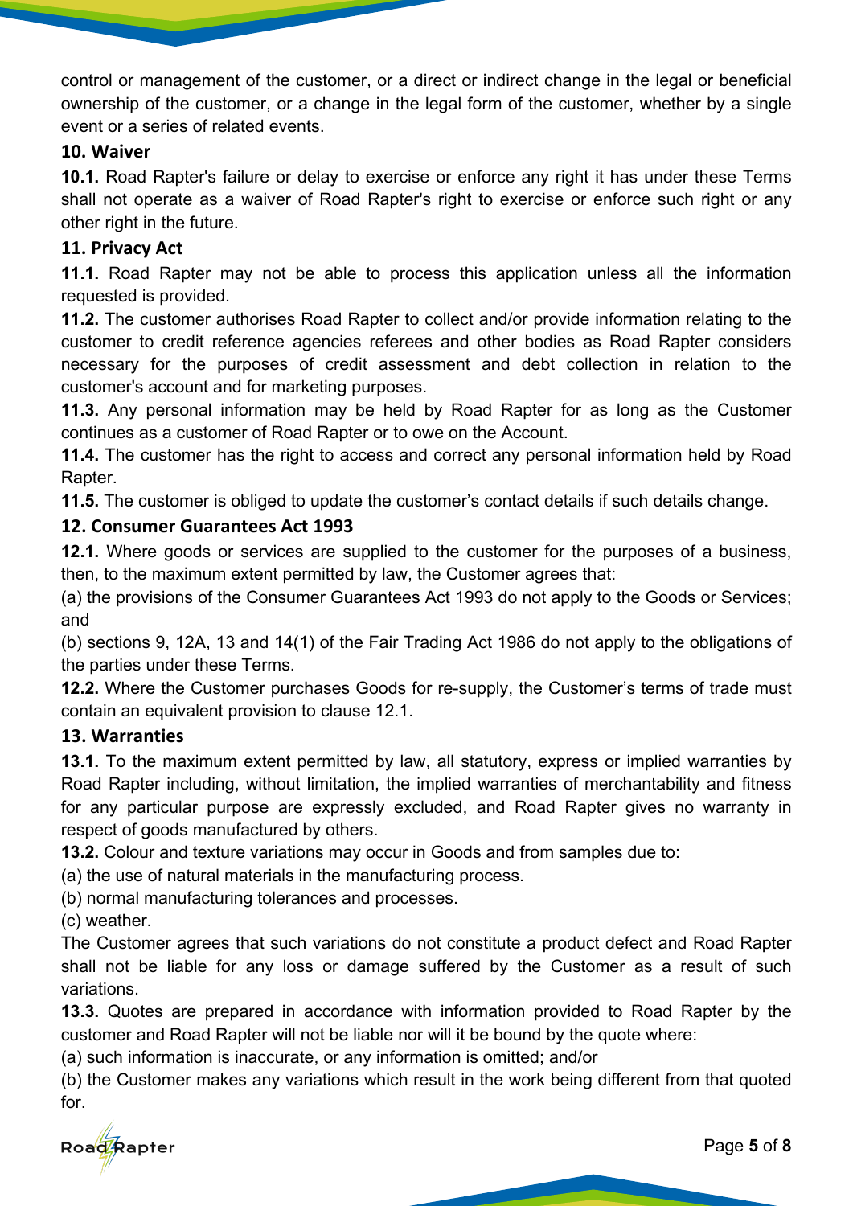control or management of the customer, or a direct or indirect change in the legal or beneficial ownership of the customer, or a change in the legal form of the customer, whether by a single event or a series of related events.

## 10. Waiver

**10.1.** Road Rapter's failure or delay to exercise or enforce any right it has under these Terms shall not operate as a waiver of Road Rapter's right to exercise or enforce such right or any other right in the future.

## 11. Privacy Act

**11.1.** Road Rapter may not be able to process this application unless all the information requested is provided.

**11.2.** The customer authorises Road Rapter to collect and/or provide information relating to the customer to credit reference agencies referees and other bodies as Road Rapter considers necessary for the purposes of credit assessment and debt collection in relation to the customer's account and for marketing purposes.

**11.3.** Any personal information may be held by Road Rapter for as long as the Customer continues as a customer of Road Rapter or to owe on the Account.

**11.4.** The customer has the right to access and correct any personal information held by Road Rapter.

**11.5.** The customer is obliged to update the customer's contact details if such details change.

## 12. Consumer Guarantees Act 1993

**12.1.** Where goods or services are supplied to the customer for the purposes of a business, then, to the maximum extent permitted by law, the Customer agrees that:

(a) the provisions of the Consumer Guarantees Act 1993 do not apply to the Goods or Services; and

(b) sections 9, 12A, 13 and 14(1) of the Fair Trading Act 1986 do not apply to the obligations of the parties under these Terms.

**12.2.** Where the Customer purchases Goods for re-supply, the Customer's terms of trade must contain an equivalent provision to clause 12.1.

## 13. Warranties

**13.1.** To the maximum extent permitted by law, all statutory, express or implied warranties by Road Rapter including, without limitation, the implied warranties of merchantability and fitness for any particular purpose are expressly excluded, and Road Rapter gives no warranty in respect of goods manufactured by others.

**13.2.** Colour and texture variations may occur in Goods and from samples due to:

(a) the use of natural materials in the manufacturing process.

(b) normal manufacturing tolerances and processes.

(c) weather.

The Customer agrees that such variations do not constitute a product defect and Road Rapter shall not be liable for any loss or damage suffered by the Customer as a result of such variations.

**13.3.** Quotes are prepared in accordance with information provided to Road Rapter by the customer and Road Rapter will not be liable nor will it be bound by the quote where:

(a) such information is inaccurate, or any information is omitted; and/or

(b) the Customer makes any variations which result in the work being different from that quoted for.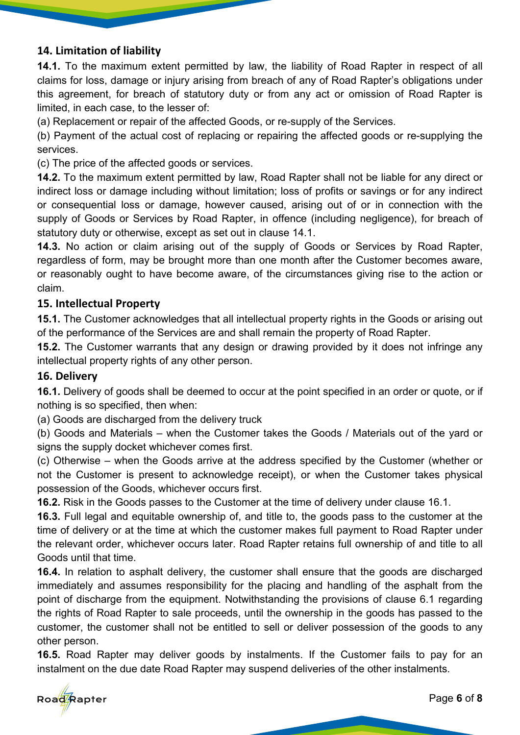## 14. Limitation of liability

**14.1.** To the maximum extent permitted by law, the liability of Road Rapter in respect of all claims for loss, damage or injury arising from breach of any of Road Rapter's obligations under this agreement, for breach of statutory duty or from any act or omission of Road Rapter is limited, in each case, to the lesser of:

(a) Replacement or repair of the affected Goods, or re-supply of the Services.

(b) Payment of the actual cost of replacing or repairing the affected goods or re-supplying the services.

(c) The price of the affected goods or services.

**14.2.** To the maximum extent permitted by law, Road Rapter shall not be liable for any direct or indirect loss or damage including without limitation; loss of profits or savings or for any indirect or consequential loss or damage, however caused, arising out of or in connection with the supply of Goods or Services by Road Rapter, in offence (including negligence), for breach of statutory duty or otherwise, except as set out in clause 14.1.

**14.3.** No action or claim arising out of the supply of Goods or Services by Road Rapter, regardless of form, may be brought more than one month after the Customer becomes aware, or reasonably ought to have become aware, of the circumstances giving rise to the action or claim.

## 15. Intellectual Property

**15.1.** The Customer acknowledges that all intellectual property rights in the Goods or arising out of the performance of the Services are and shall remain the property of Road Rapter.

**15.2.** The Customer warrants that any design or drawing provided by it does not infringe any intellectual property rights of any other person.

## 16. Delivery

**16.1.** Delivery of goods shall be deemed to occur at the point specified in an order or quote, or if nothing is so specified, then when:

(a) Goods are discharged from the delivery truck

(b) Goods and Materials – when the Customer takes the Goods / Materials out of the yard or signs the supply docket whichever comes first.

(c) Otherwise – when the Goods arrive at the address specified by the Customer (whether or not the Customer is present to acknowledge receipt), or when the Customer takes physical possession of the Goods, whichever occurs first.

**16.2.** Risk in the Goods passes to the Customer at the time of delivery under clause 16.1.

**16.3.** Full legal and equitable ownership of, and title to, the goods pass to the customer at the time of delivery or at the time at which the customer makes full payment to Road Rapter under the relevant order, whichever occurs later. Road Rapter retains full ownership of and title to all Goods until that time.

**16.4.** In relation to asphalt delivery, the customer shall ensure that the goods are discharged immediately and assumes responsibility for the placing and handling of the asphalt from the point of discharge from the equipment. Notwithstanding the provisions of clause 6.1 regarding the rights of Road Rapter to sale proceeds, until the ownership in the goods has passed to the customer, the customer shall not be entitled to sell or deliver possession of the goods to any other person.

**16.5.** Road Rapter may deliver goods by instalments. If the Customer fails to pay for an instalment on the due date Road Rapter may suspend deliveries of the other instalments.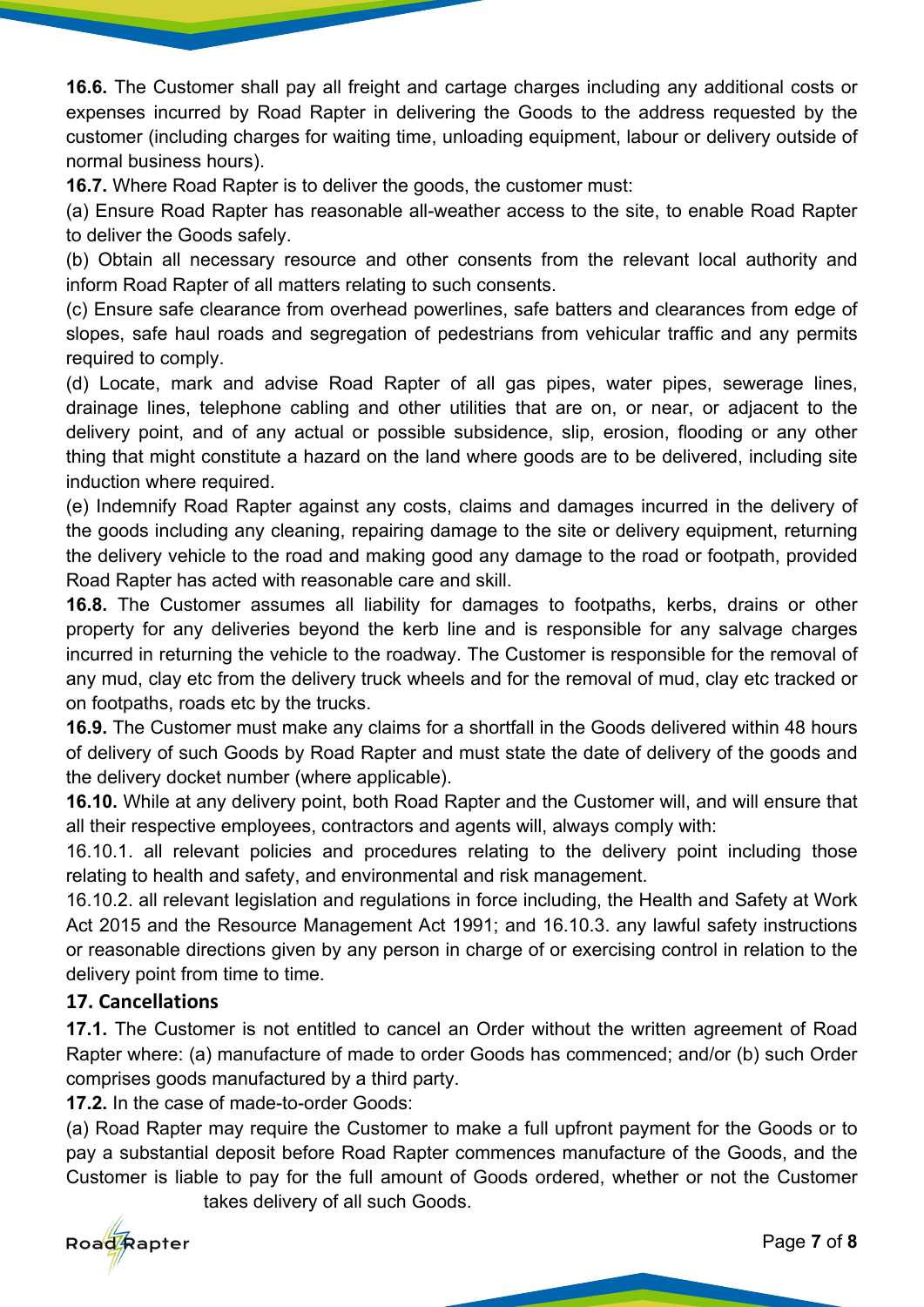**16.6.** The Customer shall pay all freight and cartage charges including any additional costs or expenses incurred by Road Rapter in delivering the Goods to the address requested by the customer (including charges for waiting time, unloading equipment, labour or delivery outside of normal business hours).

**16.7.** Where Road Rapter is to deliver the goods, the customer must:

(a) Ensure Road Rapter has reasonable all-weather access to the site, to enable Road Rapter to deliver the Goods safely.

(b) Obtain all necessary resource and other consents from the relevant local authority and inform Road Rapter of all matters relating to such consents.

(c) Ensure safe clearance from overhead powerlines, safe batters and clearances from edge of slopes, safe haul roads and segregation of pedestrians from vehicular traffic and any permits required to comply.

(d) Locate, mark and advise Road Rapter of all gas pipes, water pipes, sewerage lines, drainage lines, telephone cabling and other utilities that are on, or near, or adjacent to the delivery point, and of any actual or possible subsidence, slip, erosion, flooding or any other thing that might constitute a hazard on the land where goods are to be delivered, including site induction where required.

(e) Indemnify Road Rapter against any costs, claims and damages incurred in the delivery of the goods including any cleaning, repairing damage to the site or delivery equipment, returning the delivery vehicle to the road and making good any damage to the road or footpath, provided Road Rapter has acted with reasonable care and skill.

**16.8.** The Customer assumes all liability for damages to footpaths, kerbs, drains or other property for any deliveries beyond the kerb line and is responsible for any salvage charges incurred in returning the vehicle to the roadway. The Customer is responsible for the removal of any mud, clay etc from the delivery truck wheels and for the removal of mud, clay etc tracked or on footpaths, roads etc by the trucks.

**16.9.** The Customer must make any claims for a shortfall in the Goods delivered within 48 hours of delivery of such Goods by Road Rapter and must state the date of delivery of the goods and the delivery docket number (where applicable).

**16.10.** While at any delivery point, both Road Rapter and the Customer will, and will ensure that all their respective employees, contractors and agents will, always comply with:

16.10.1. all relevant policies and procedures relating to the delivery point including those relating to health and safety, and environmental and risk management.

16.10.2. all relevant legislation and regulations in force including, the Health and Safety at Work Act 2015 and the Resource Management Act 1991; and 16.10.3. any lawful safety instructions or reasonable directions given by any person in charge of or exercising control in relation to the delivery point from time to time.

## 17. Cancellations

**17.1.** The Customer is not entitled to cancel an Order without the written agreement of Road Rapter where: (a) manufacture of made to order Goods has commenced; and/or (b) such Order comprises goods manufactured by a third party.

**17.2.** In the case of made-to-order Goods:

(a) Road Rapter may require the Customer to make a full upfront payment for the Goods or to pay a substantial deposit before Road Rapter commences manufacture of the Goods, and the Customer is liable to pay for the full amount of Goods ordered, whether or not the Customer takes delivery of all such Goods.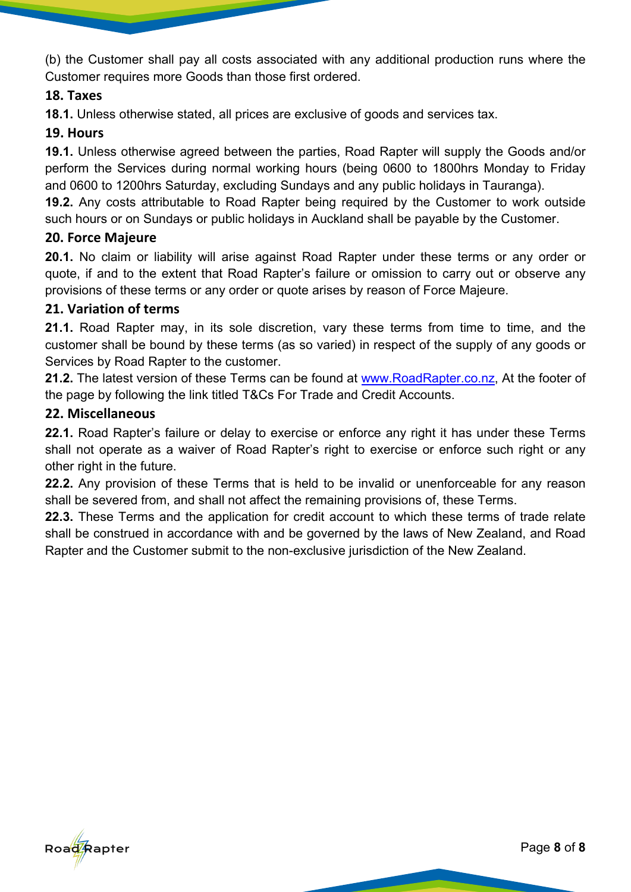(b) the Customer shall pay all costs associated with any additional production runs where the Customer requires more Goods than those first ordered.

## 18. Taxes

**18.1.** Unless otherwise stated, all prices are exclusive of goods and services tax.

## 19. Hours

**19.1.** Unless otherwise agreed between the parties, Road Rapter will supply the Goods and/or perform the Services during normal working hours (being 0600 to 1800hrs Monday to Friday and 0600 to 1200hrs Saturday, excluding Sundays and any public holidays in Tauranga).

**19.2.** Any costs attributable to Road Rapter being required by the Customer to work outside such hours or on Sundays or public holidays in Auckland shall be payable by the Customer.

## 20. Force Majeure

**20.1.** No claim or liability will arise against Road Rapter under these terms or any order or quote, if and to the extent that Road Rapter's failure or omission to carry out or observe any provisions of these terms or any order or quote arises by reason of Force Majeure.

## 21. Variation of terms

**21.1.** Road Rapter may, in its sole discretion, vary these terms from time to time, and the customer shall be bound by these terms (as so varied) in respect of the supply of any goods or Services by Road Rapter to the customer.

**21.2.** The latest version of these Terms can be found at [www.RoadRapter.co.nz](http://www.RoadRapter.co.nz), At the footer of the page by following the link titled T&Cs For Trade and Credit Accounts.

## 22. Miscellaneous

**22.1.** Road Rapter's failure or delay to exercise or enforce any right it has under these Terms shall not operate as a waiver of Road Rapter's right to exercise or enforce such right or any other right in the future.

**22.2.** Any provision of these Terms that is held to be invalid or unenforceable for any reason shall be severed from, and shall not affect the remaining provisions of, these Terms.

**22.3.** These Terms and the application for credit account to which these terms of trade relate shall be construed in accordance with and be governed by the laws of New Zealand, and Road Rapter and the Customer submit to the non-exclusive jurisdiction of the New Zealand.